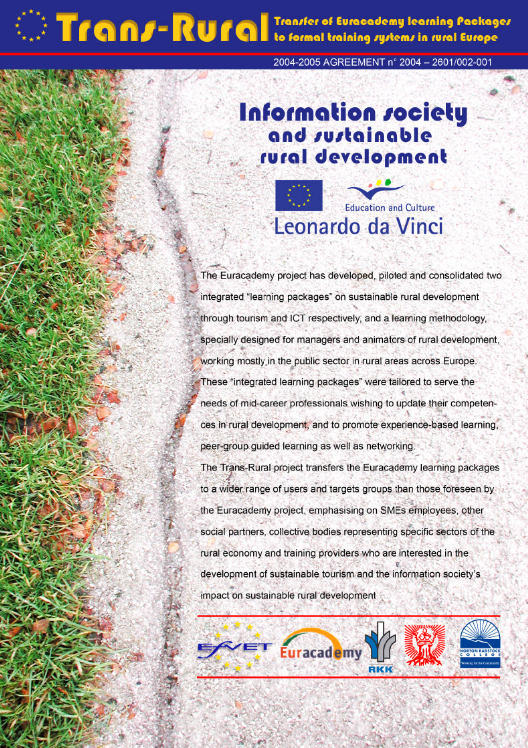# Trans-Rural

**Transfer of Euracademy learning Packages to formal training systems in rural Europe**

2004-2005 AGREEMENT n° 2004 – 2601/002-001

## Information society and sustainable rural development

Education and Culture

Leonardo da Vinci

The Euracademy project has developed, piloted and consolidated two integrated "learning packages" on sustainable rural development through tourism and ICT respectively, and a learning methodology, specially designed for managers and animators of rural development, working mostly in the public sector in rural areas across Europe. These "integrated learning packages" were tailored to serve the needs of mid-career professionals wishing to update their competences in rural development, and to promote experience-based learning, peer-group guided learning as well as networking.

The Trans-Rural project transfers the Euracademy learning packages to a wider range of users and targets groups than those foreseen by the Euracademy project, emphasising on SMEs employees, other social partners, collective bodies representing specific sectors of the rural economy and training providers who are interested in the development of sustainable tourism and the information society's impact on sustainable rural development

EfVET Euracademy RKK NORTON RADSTOCK COLLEGE Working for the Community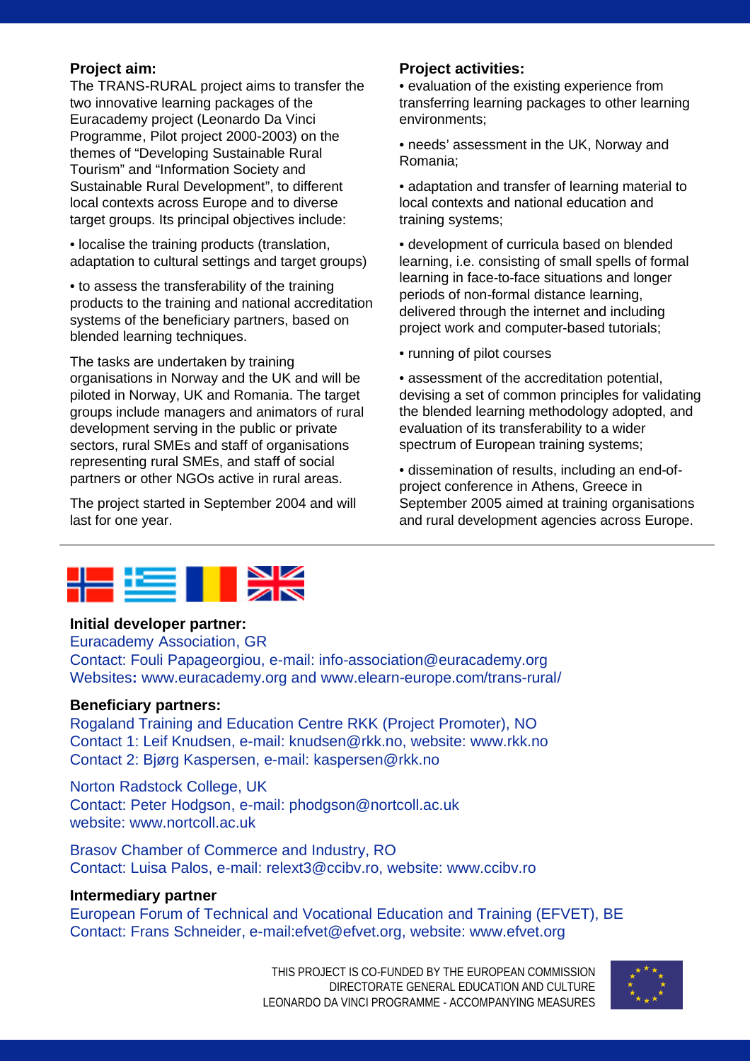**Project aim:**

The TRANS-RURAL project aims to transfer the two innovative learning packages of the Euracademy project (Leonardo Da Vinci Programme, Pilot project 2000-2003) on the themes of "Developing Sustainable Rural Tourism" and "Information Society and Sustainable Rural Development", to different local contexts across Europe and to diverse target groups. Its principal objectives include:

- localise the training products (translation, adaptation to cultural settings and target groups)
- to assess the transferability of the training products to the training and national accreditation systems of the beneficiary partners, based on blended learning techniques.

The tasks are undertaken by training organisations in Norway and the UK and will be piloted in Norway, UK and Romania. The target groups include managers and animators of rural development serving in the public or private sectors, rural SMEs and staff of organisations representing rural SMEs, and staff of social partners or other NGOs active in rural areas.

The project started in September 2004 and will last for one year.

**Project activities:**

- evaluation of the existing experience from transferring learning packages to other learning environments;
- needs' assessment in the UK, Norway and Romania;
- adaptation and transfer of learning material to local contexts and national education and training systems;
- development of curricula based on blended learning, i.e. consisting of small spells of formal learning in face-to-face situations and longer periods of non-formal distance learning, delivered through the internet and including project work and computer-based tutorials;
- running of pilot courses
- assessment of the accreditation potential, devising a set of common principles for validating the blended learning methodology adopted, and evaluation of its transferability to a wider spectrum of European training systems;
- dissemination of results, including an end-of-project conference in Athens, Greece in September 2005 aimed at training organisations and rural development agencies across Europe.

---

**Initial developer partner:**

Euracademy Association, GR
Contact: Fouli Papageorgiou, e-mail: info-association@euracademy.org
Websites**:** www.euracademy.org and www.elearn-europe.com/trans-rural/

**Beneficiary partners:**

Rogaland Training and Education Centre RKK (Project Promoter), NO
Contact 1: Leif Knudsen, e-mail: knudsen@rkk.no, website: www.rkk.no
Contact 2: Bjørg Kaspersen, e-mail: kaspersen@rkk.no

Norton Radstock College, UK
Contact: Peter Hodgson, e-mail: phodgson@nortcoll.ac.uk
website: www.nortcoll.ac.uk

Brasov Chamber of Commerce and Industry, RO
Contact: Luisa Palos, e-mail: relext3@ccibv.ro, website: www.ccibv.ro

**Intermediary partner**

European Forum of Technical and Vocational Education and Training (EFVET), BE
Contact: Frans Schneider, e-mail:efvet@efvet.org, website: www.efvet.org

THIS PROJECT IS CO-FUNDED BY THE EUROPEAN COMMISSION
DIRECTORATE GENERAL EDUCATION AND CULTURE
LEONARDO DA VINCI PROGRAMME - ACCOMPANYING MEASURES